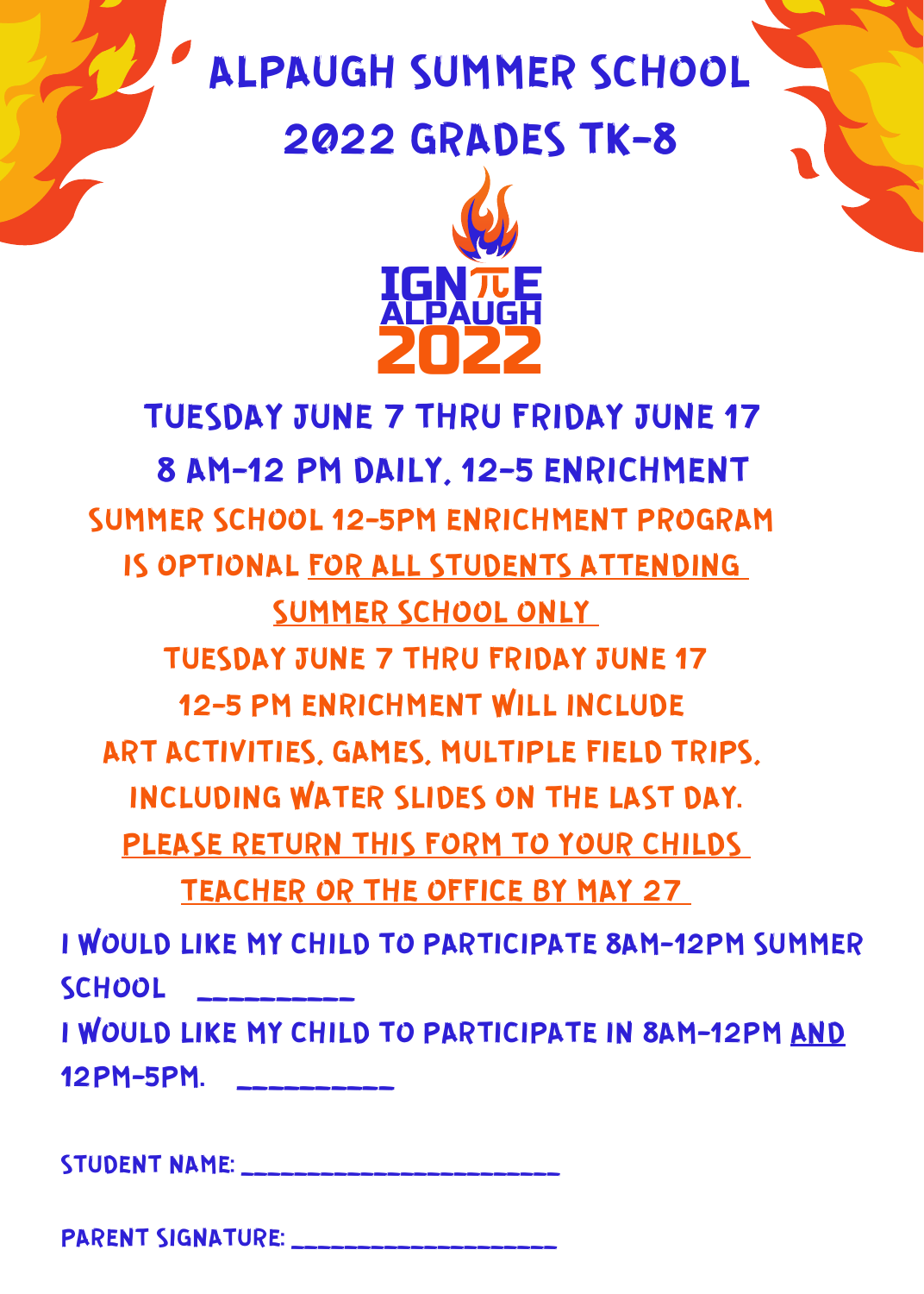# ALPAUGH SUMMER SCHOOL 2022 GRADES TK-8

IGNπE ALPAUGH 2022

## TUESDAY JUNE 7 THRU FRIDAY JUNE 17

## 8 AM-12 PM DAILY, 12-5 ENRICHMENT

SUMMER SCHOOL 12-5PM ENRICHMENT PROGRAM IS OPTIONAL FOR ALL STUDENTS ATTENDING SUMMER SCHOOL ONLY

TUESDAY JUNE 7 THRU FRIDAY JUNE 17

12-5 PM ENRICHMENT WILL INCLUDE ART ACTIVITIES, GAMES, MULTIPLE FIELD TRIPS, INCLUDING WATER SLIDES ON THE LAST DAY.

PLEASE RETURN THIS FORM TO YOUR CHILDS TEACHER OR THE OFFICE BY MAY 27

I WOULD LIKE MY CHILD TO PARTICIPATE 8AM-12PM SUMMER SCHOOL __________

I WOULD LIKE MY CHILD TO PARTICIPATE IN 8AM-12PM AND 12PM-5PM. __________

STUDENT NAME: ________________________

PARENT SIGNATURE: ____________________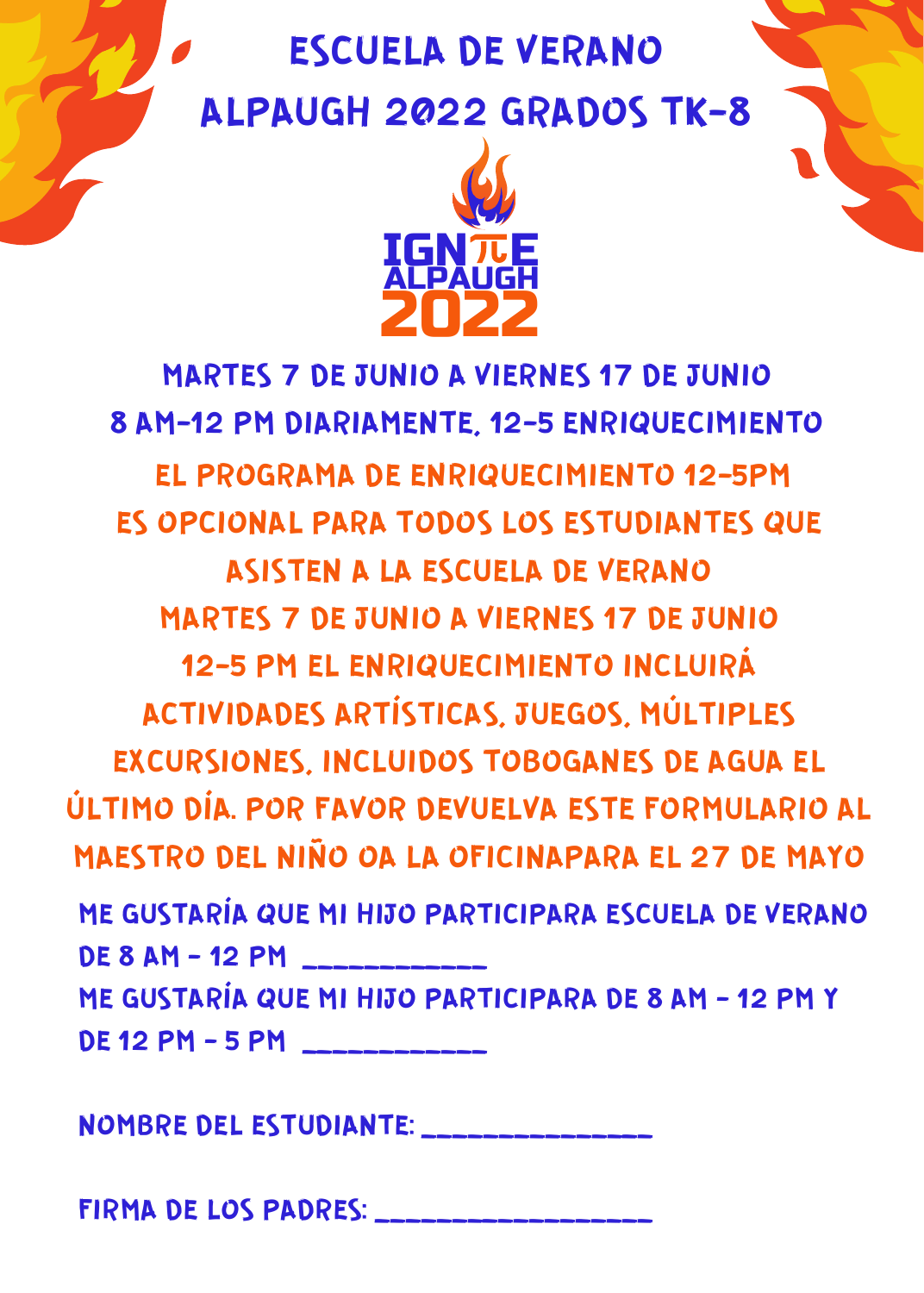# ESCUELA DE VERANO ALPAUGH 2022 GRADOS TK-8

IGNπE ALPAUGH 2022

**MARTES 7 DE JUNIO A VIERNES 17 DE JUNIO**
**8 AM-12 PM DIARIAMENTE, 12-5 ENRIQUECIMIENTO**

EL PROGRAMA DE ENRIQUECIMIENTO 12-5PM ES OPCIONAL PARA TODOS LOS ESTUDIANTES QUE ASISTEN A LA ESCUELA DE VERANO MARTES 7 DE JUNIO A VIERNES 17 DE JUNIO 12-5 PM EL ENRIQUECIMIENTO INCLUIRÁ ACTIVIDADES ARTÍSTICAS, JUEGOS, MÚLTIPLES EXCURSIONES, INCLUIDOS TOBOGANES DE AGUA EL ÚLTIMO DÍA. POR FAVOR DEVUELVA ESTE FORMULARIO AL MAESTRO DEL NIÑO OA LA OFICINAPARA EL 27 DE MAYO

ME GUSTARÍA QUE MI HIJO PARTICIPARA ESCUELA DE VERANO DE 8 AM - 12 PM ___________

ME GUSTARÍA QUE MI HIJO PARTICIPARA DE 8 AM - 12 PM Y DE 12 PM - 5 PM ___________

NOMBRE DEL ESTUDIANTE: _______________

FIRMA DE LOS PADRES: __________________